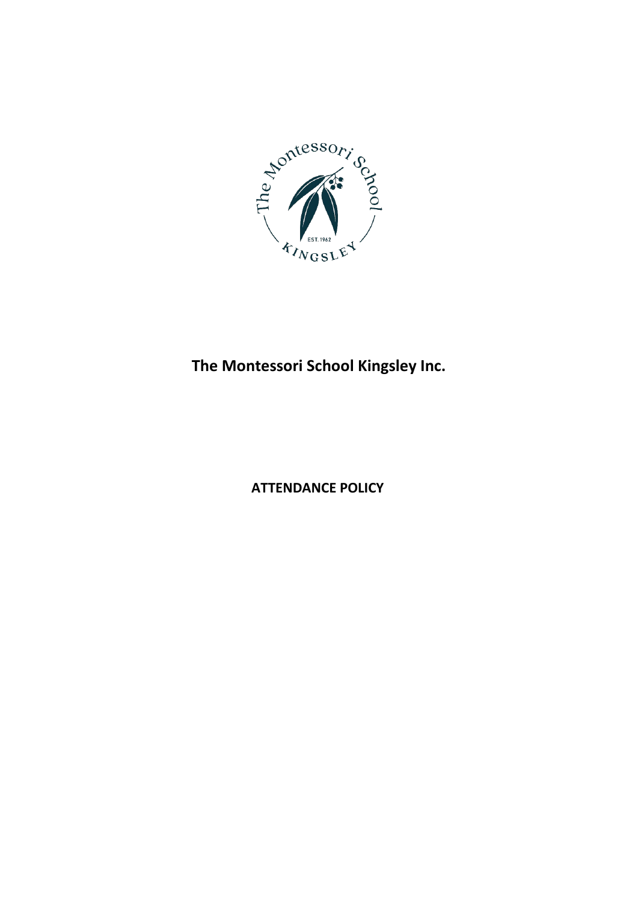# The Montessori School Kingsley Inc.

## ATTENDANCE POLICY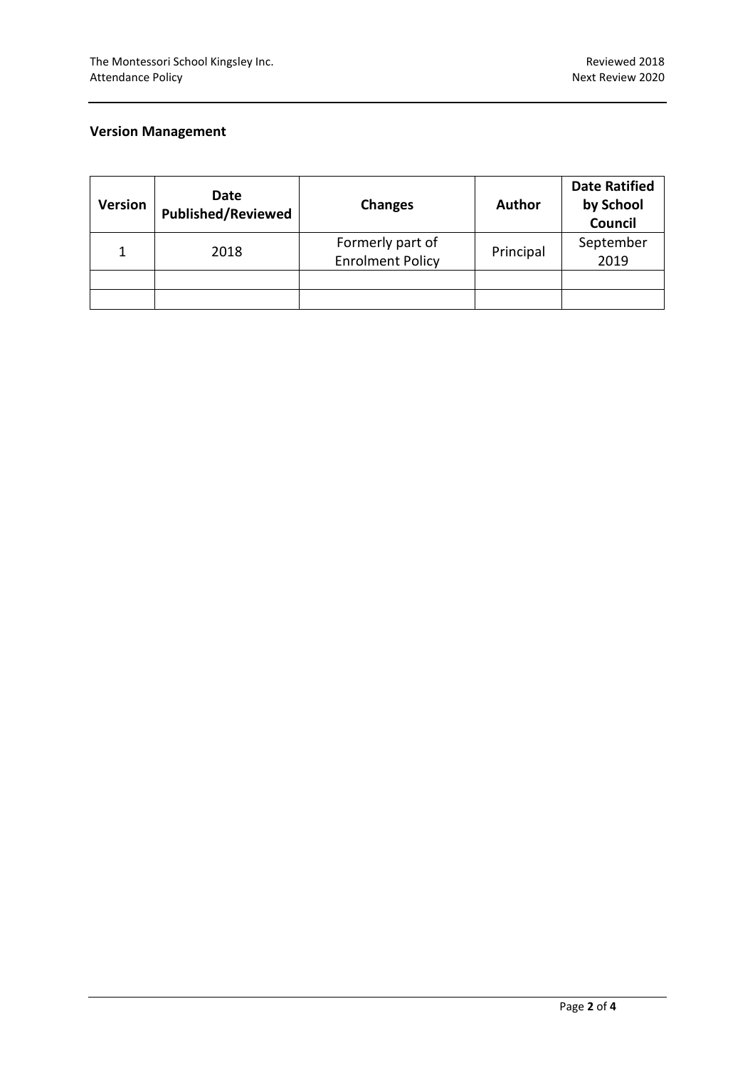## Version Management

| Version | Date Published/Reviewed | Changes | Author | Date Ratified by School Council |
|---|---|---|---|---|
| 1 | 2018 | Formerly part of Enrolment Policy | Principal | September 2019 |
| | | | | |
| | | | | |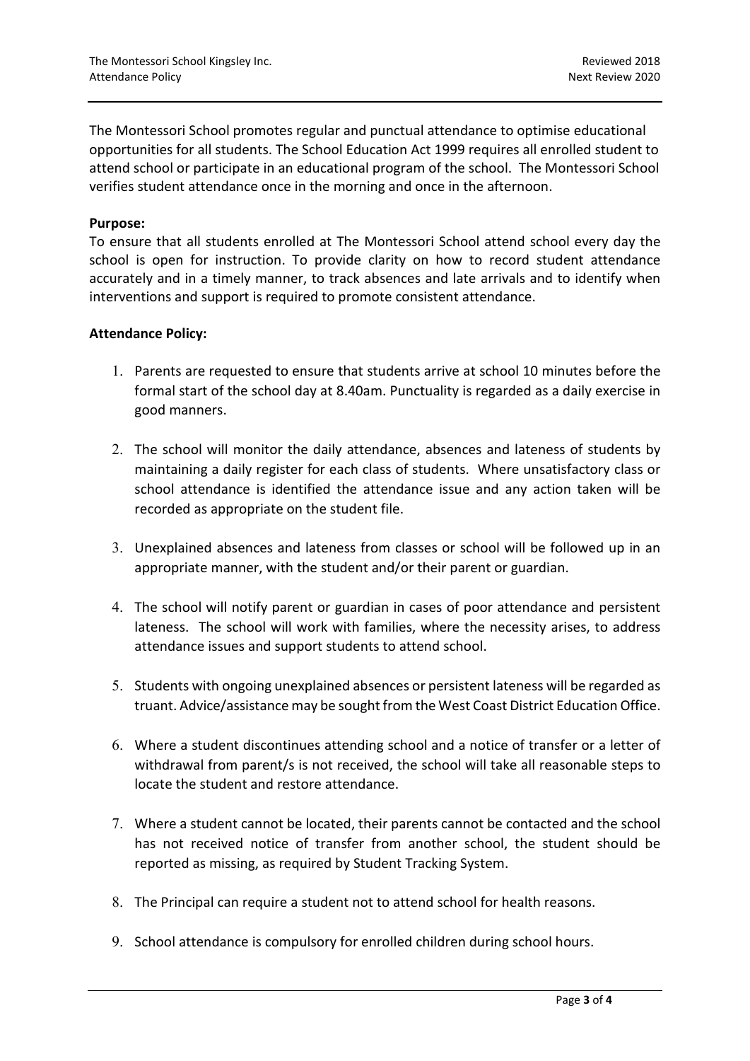The Montessori School promotes regular and punctual attendance to optimise educational opportunities for all students. The School Education Act 1999 requires all enrolled student to attend school or participate in an educational program of the school. The Montessori School verifies student attendance once in the morning and once in the afternoon.

**Purpose:**

To ensure that all students enrolled at The Montessori School attend school every day the school is open for instruction. To provide clarity on how to record student attendance accurately and in a timely manner, to track absences and late arrivals and to identify when interventions and support is required to promote consistent attendance.

**Attendance Policy:**

1. Parents are requested to ensure that students arrive at school 10 minutes before the formal start of the school day at 8.40am. Punctuality is regarded as a daily exercise in good manners.

2. The school will monitor the daily attendance, absences and lateness of students by maintaining a daily register for each class of students. Where unsatisfactory class or school attendance is identified the attendance issue and any action taken will be recorded as appropriate on the student file.

3. Unexplained absences and lateness from classes or school will be followed up in an appropriate manner, with the student and/or their parent or guardian.

4. The school will notify parent or guardian in cases of poor attendance and persistent lateness. The school will work with families, where the necessity arises, to address attendance issues and support students to attend school.

5. Students with ongoing unexplained absences or persistent lateness will be regarded as truant. Advice/assistance may be sought from the West Coast District Education Office.

6. Where a student discontinues attending school and a notice of transfer or a letter of withdrawal from parent/s is not received, the school will take all reasonable steps to locate the student and restore attendance.

7. Where a student cannot be located, their parents cannot be contacted and the school has not received notice of transfer from another school, the student should be reported as missing, as required by Student Tracking System.

8. The Principal can require a student not to attend school for health reasons.

9. School attendance is compulsory for enrolled children during school hours.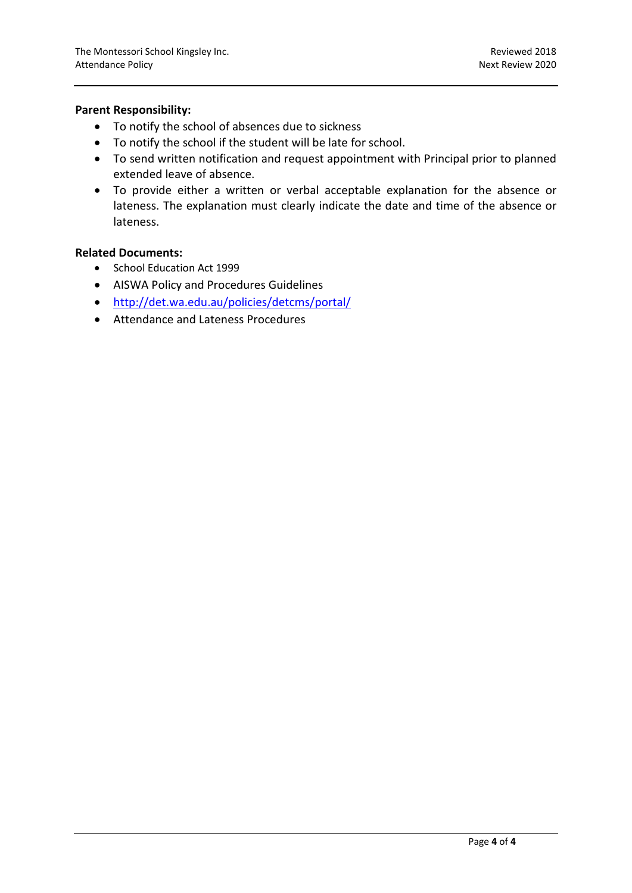**Parent Responsibility:**

- To notify the school of absences due to sickness
- To notify the school if the student will be late for school.
- To send written notification and request appointment with Principal prior to planned extended leave of absence.
- To provide either a written or verbal acceptable explanation for the absence or lateness. The explanation must clearly indicate the date and time of the absence or lateness.

**Related Documents:**

- School Education Act 1999
- AISWA Policy and Procedures Guidelines
- http://det.wa.edu.au/policies/detcms/portal/
- Attendance and Lateness Procedures